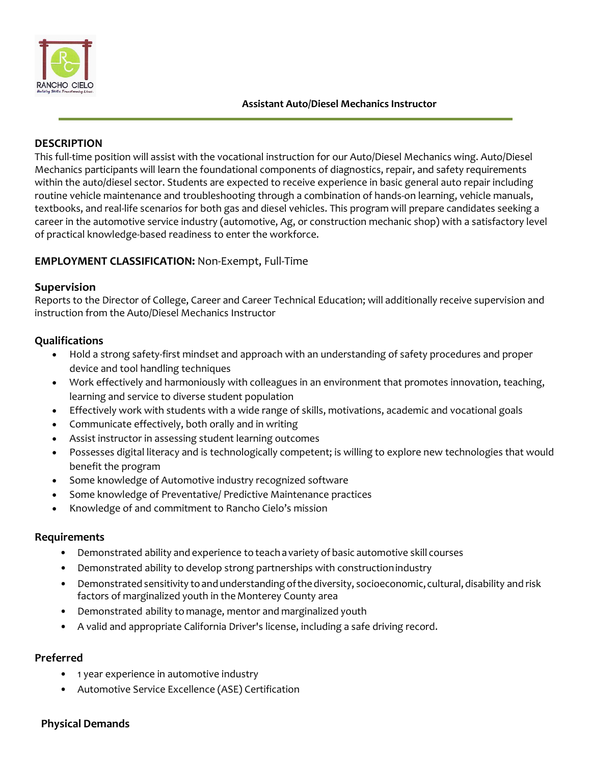# Assistant Auto/Diesel Mechanics Instructor

## DESCRIPTION

This full-time position will assist with the vocational instruction for our Auto/Diesel Mechanics wing. Auto/Diesel Mechanics participants will learn the foundational components of diagnostics, repair, and safety requirements within the auto/diesel sector. Students are expected to receive experience in basic general auto repair including routine vehicle maintenance and troubleshooting through a combination of hands-on learning, vehicle manuals, textbooks, and real-life scenarios for both gas and diesel vehicles. This program will prepare candidates seeking a career in the automotive service industry (automotive, Ag, or construction mechanic shop) with a satisfactory level of practical knowledge-based readiness to enter the workforce.

**EMPLOYMENT CLASSIFICATION:** Non-Exempt, Full-Time

### Supervision

Reports to the Director of College, Career and Career Technical Education; will additionally receive supervision and instruction from the Auto/Diesel Mechanics Instructor

### Qualifications

- Hold a strong safety-first mindset and approach with an understanding of safety procedures and proper device and tool handling techniques
- Work effectively and harmoniously with colleagues in an environment that promotes innovation, teaching, learning and service to diverse student population
- Effectively work with students with a wide range of skills, motivations, academic and vocational goals
- Communicate effectively, both orally and in writing
- Assist instructor in assessing student learning outcomes
- Possesses digital literacy and is technologically competent; is willing to explore new technologies that would benefit the program
- Some knowledge of Automotive industry recognized software
- Some knowledge of Preventative/ Predictive Maintenance practices
- Knowledge of and commitment to Rancho Cielo's mission

### Requirements

- Demonstrated ability and experience to teach a variety of basic automotive skill courses
- Demonstrated ability to develop strong partnerships with construction industry
- Demonstrated sensitivity to and understanding of the diversity, socioeconomic, cultural, disability and risk factors of marginalized youth in the Monterey County area
- Demonstrated ability to manage, mentor and marginalized youth
- A valid and appropriate California Driver's license, including a safe driving record.

### Preferred

- 1 year experience in automotive industry
- Automotive Service Excellence (ASE) Certification

### Physical Demands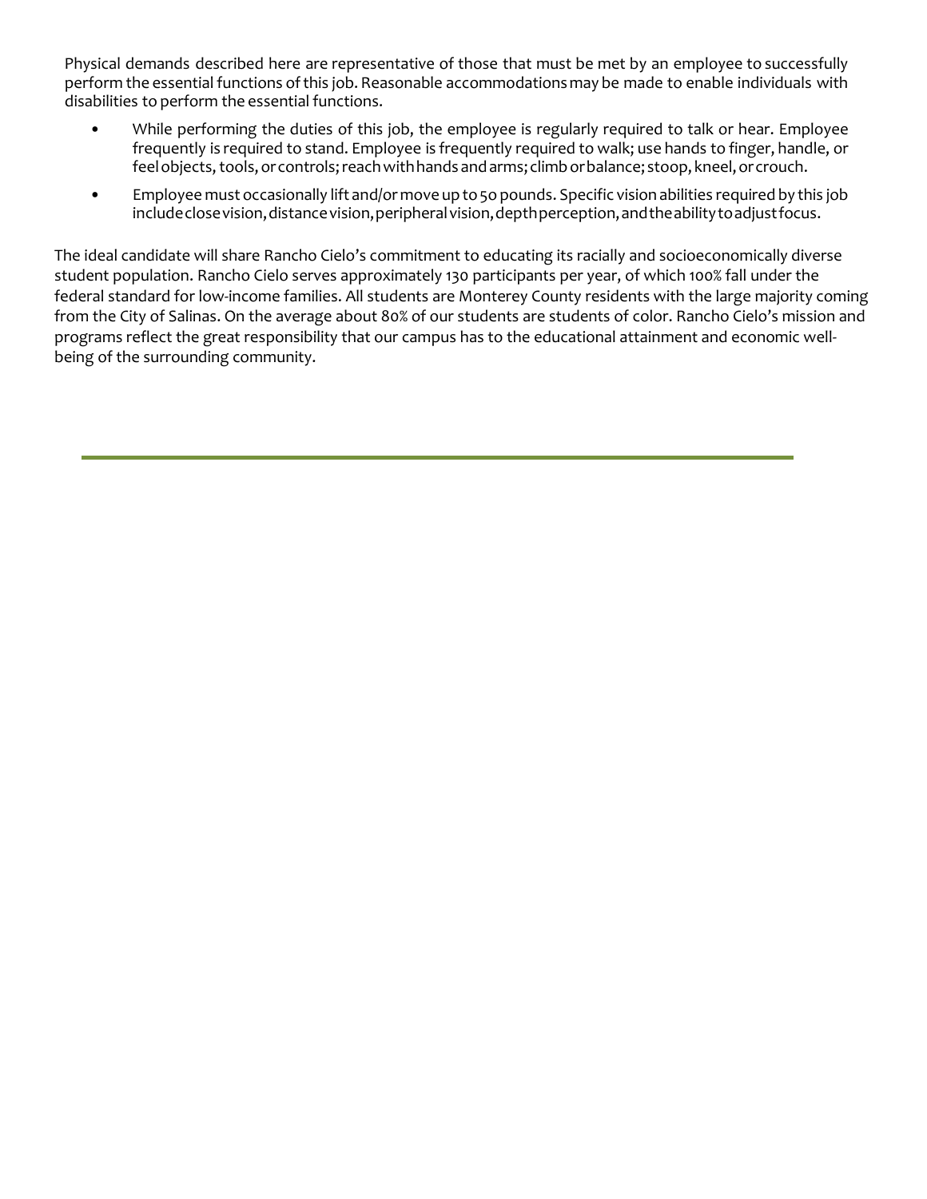Physical demands described here are representative of those that must be met by an employee to successfully perform the essential functions of this job. Reasonable accommodations may be made to enable individuals with disabilities to perform the essential functions.

- While performing the duties of this job, the employee is regularly required to talk or hear. Employee frequently is required to stand. Employee is frequently required to walk; use hands to finger, handle, or feel objects, tools, or controls; reach with hands and arms; climb or balance; stoop, kneel, or crouch.
- Employee must occasionally lift and/or move up to 50 pounds. Specific vision abilities required by this job include close vision, distance vision, peripheral vision, depth perception, and the ability to adjust focus.

The ideal candidate will share Rancho Cielo's commitment to educating its racially and socioeconomically diverse student population. Rancho Cielo serves approximately 130 participants per year, of which 100% fall under the federal standard for low-income families. All students are Monterey County residents with the large majority coming from the City of Salinas. On the average about 80% of our students are students of color. Rancho Cielo's mission and programs reflect the great responsibility that our campus has to the educational attainment and economic well-being of the surrounding community.